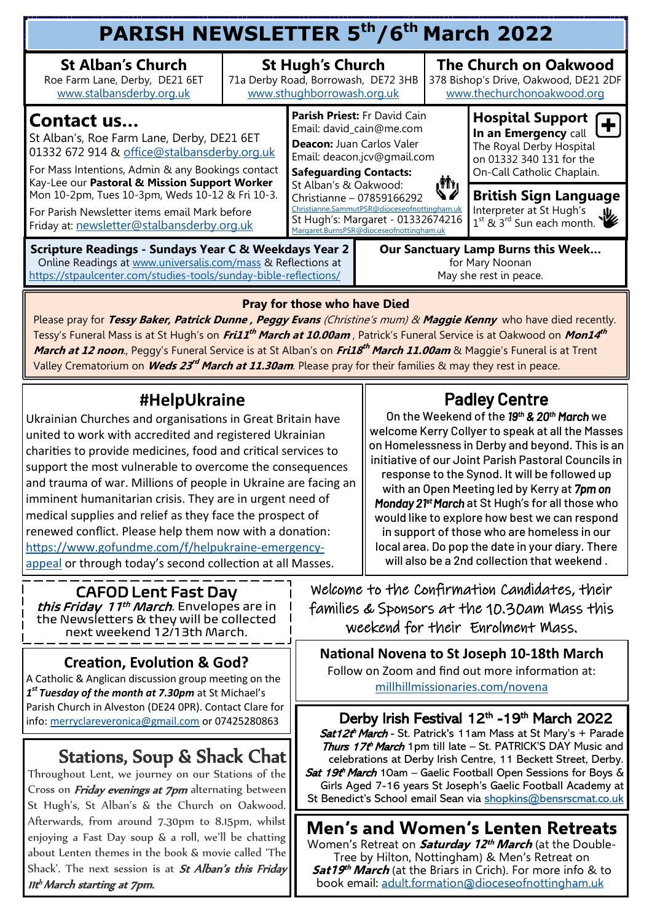# PARISH NEWSLETTER 5th/6th March 2022

**St Alban's Church**
Roe Farm Lane, Derby, DE21 6ET
www.stalbansderby.org.uk

**St Hugh's Church**
71a Derby Road, Borrowash, DE72 3HB
www.sthughborrowash.org.uk

**The Church on Oakwood**
378 Bishop's Drive, Oakwood, DE21 2DF
www.thechurchonoakwood.org

## Contact us...

St Alban's, Roe Farm Lane, Derby, DE21 6ET
01332 672 914 & office@stalbansderby.org.uk

For Mass Intentions, Admin & any Bookings contact Kay-Lee our **Pastoral & Mission Support Worker** Mon 10-2pm, Tues 10-3pm, Weds 10-12 & Fri 10-3.

For Parish Newsletter items email Mark before Friday at: newsletter@stalbansderby.org.uk

**Parish Priest:** Fr David Cain
Email: david_cain@me.com

**Deacon:** Juan Carlos Valer
Email: deacon.jcv@gmail.com

**Safeguarding Contacts:**
St Alban's & Oakwood:
Christianne – 07859166292
Christianne.SammutPSR@dioceseofnottingham.uk
St Hugh's: Margaret - 01332674216
Margaret.BurnsPSR@dioceseofnottingham.uk

**Hospital Support**
**In an Emergency** call The Royal Derby Hospital on 01332 340 131 for the On-Call Catholic Chaplain.

**British Sign Language**
Interpreter at St Hugh's 1st & 3rd Sun each month.

**Scripture Readings - Sundays Year C & Weekdays Year 2**
Online Readings at www.universalis.com/mass & Reflections at https://stpaulcenter.com/studies-tools/sunday-bible-reflections/

**Our Sanctuary Lamp Burns this Week...**
for Mary Noonan
May she rest in peace.

**Pray for those who have Died**

Please pray for ***Tessy Baker, Patrick Dunne , Peggy Evans*** *(Christine's mum)* & ***Maggie Kenny*** who have died recently. Tessy's Funeral Mass is at St Hugh's on ***Fri11th March at 10.00am*** , Patrick's Funeral Service is at Oakwood on ***Mon14th March at 12 noon***., Peggy's Funeral Service is at St Alban's on ***Fri18th March 11.00am*** & Maggie's Funeral is at Trent Valley Crematorium on ***Weds 23rd March at 11.30am***. Please pray for their families & may they rest in peace.

## #HelpUkraine

Ukrainian Churches and organisations in Great Britain have united to work with accredited and registered Ukrainian charities to provide medicines, food and critical services to support the most vulnerable to overcome the consequences and trauma of war. Millions of people in Ukraine are facing an imminent humanitarian crisis. They are in urgent need of medical supplies and relief as they face the prospect of renewed conflict. Please help them now with a donation: https://www.gofundme.com/f/helpukraine-emergency-appeal or through today's second collection at all Masses.

## Padley Centre

On the Weekend of the ***19th & 20th March*** we welcome Kerry Collyer to speak at all the Masses on Homelessness in Derby and beyond. This is an initiative of our Joint Parish Pastoral Councils in response to the Synod. It will be followed up with an Open Meeting led by Kerry at ***7pm on Monday 21st March*** at St Hugh's for all those who would like to explore how best we can respond in support of those who are homeless in our local area. Do pop the date in your diary. There will also be a 2nd collection that weekend .

## CAFOD Lent Fast Day

***this Friday 11th March***. Envelopes are in the Newsletters & they will be collected next weekend 12/13th March.

Welcome to the Confirmation Candidates, their families & Sponsors at the 10.30am Mass this weekend for their Enrolment Mass.

## Creation, Evolution & God?

A Catholic & Anglican discussion group meeting on the ***1st Tuesday of the month at 7.30pm*** at St Michael's Parish Church in Alveston (DE24 0PR). Contact Clare for info: merryclareveronica@gmail.com or 07425280863

## National Novena to St Joseph 10-18th March

Follow on Zoom and find out more information at: millhillmissionaries.com/novena

## Stations, Soup & Shack Chat

Throughout Lent, we journey on our Stations of the Cross on ***Friday evenings at 7pm*** alternating between St Hugh's, St Alban's & the Church on Oakwood. Afterwards, from around 7.30pm to 8.15pm, whilst enjoying a Fast Day soup & a roll, we'll be chatting about Lenten themes in the book & movie called 'The Shack'. The next session is at ***St Alban's this Friday 11th March starting at 7pm.***

## Derby Irish Festival 12th -19th March 2022

***Sat12th March*** - St. Patrick's 11am Mass at St Mary's + Parade
***Thurs 17th March*** 1pm till late – St. PATRICK'S DAY Music and celebrations at Derby Irish Centre, 11 Beckett Street, Derby.
***Sat 19th March*** 10am – Gaelic Football Open Sessions for Boys & Girls Aged 7-16 years St Joseph's Gaelic Football Academy at St Benedict's School email Sean via shopkins@bensrscmat.co.uk

## Men's and Women's Lenten Retreats

Women's Retreat on ***Saturday 12th March*** (at the Double-Tree by Hilton, Nottingham) & Men's Retreat on ***Sat19th March*** (at the Briars in Crich). For more info & to book email: adult.formation@dioceseofnottingham.uk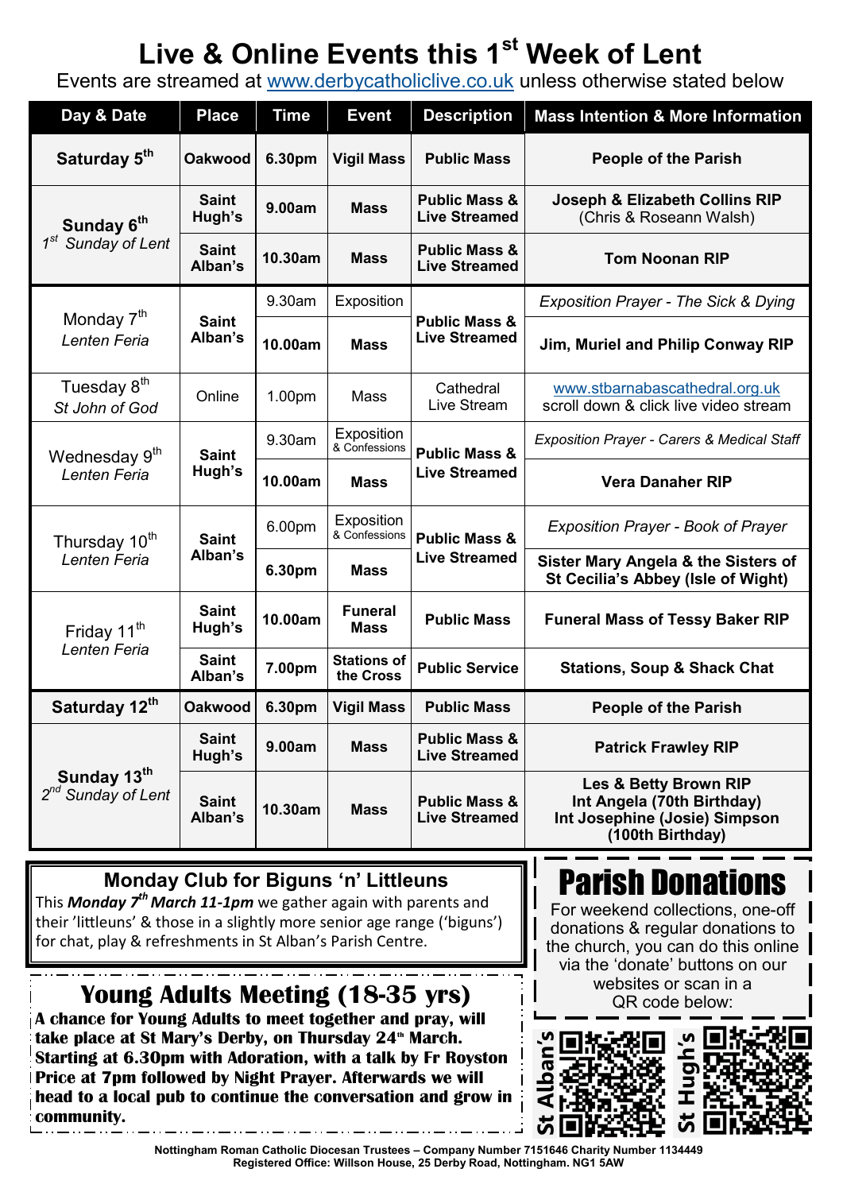# Live & Online Events this 1st Week of Lent

Events are streamed at www.derbycatholiclive.co.uk unless otherwise stated below

| Day & Date | Place | Time | Event | Description | Mass Intention & More Information |
|---|---|---|---|---|---|
| **Saturday 5th** | **Oakwood** | **6.30pm** | **Vigil Mass** | **Public Mass** | **People of the Parish** |
| **Sunday 6th** *1st Sunday of Lent* | **Saint Hugh's** | **9.00am** | **Mass** | **Public Mass & Live Streamed** | **Joseph & Elizabeth Collins RIP** (Chris & Roseann Walsh) |
| | **Saint Alban's** | **10.30am** | **Mass** | **Public Mass & Live Streamed** | **Tom Noonan RIP** |
| Monday 7th *Lenten Feria* | **Saint Alban's** | 9.30am | Exposition | **Public Mass & Live Streamed** | *Exposition Prayer - The Sick & Dying* |
| | | **10.00am** | **Mass** | | **Jim, Muriel and Philip Conway RIP** |
| Tuesday 8th *St John of God* | Online | 1.00pm | Mass | Cathedral Live Stream | www.stbarnabascathedral.org.uk scroll down & click live video stream |
| Wednesday 9th *Lenten Feria* | **Saint Hugh's** | 9.30am | Exposition & Confessions | **Public Mass & Live Streamed** | *Exposition Prayer - Carers & Medical Staff* |
| | | **10.00am** | **Mass** | | **Vera Danaher RIP** |
| Thursday 10th *Lenten Feria* | **Saint Alban's** | 6.00pm | Exposition & Confessions | **Public Mass & Live Streamed** | *Exposition Prayer - Book of Prayer* |
| | | **6.30pm** | **Mass** | | **Sister Mary Angela & the Sisters of St Cecilia's Abbey (Isle of Wight)** |
| Friday 11th *Lenten Feria* | **Saint Hugh's** | **10.00am** | **Funeral Mass** | **Public Mass** | **Funeral Mass of Tessy Baker RIP** |
| | **Saint Alban's** | **7.00pm** | **Stations of the Cross** | **Public Service** | **Stations, Soup & Shack Chat** |
| **Saturday 12th** | **Oakwood** | **6.30pm** | **Vigil Mass** | **Public Mass** | **People of the Parish** |
| **Sunday 13th** *2nd Sunday of Lent* | **Saint Hugh's** | **9.00am** | **Mass** | **Public Mass & Live Streamed** | **Patrick Frawley RIP** |
| | **Saint Alban's** | **10.30am** | **Mass** | **Public Mass & Live Streamed** | **Les & Betty Brown RIP Int Angela (70th Birthday) Int Josephine (Josie) Simpson (100th Birthday)** |

## Monday Club for Biguns 'n' Littleuns

This ***Monday 7th March 11-1pm*** we gather again with parents and their 'littleuns' & those in a slightly more senior age range ('biguns') for chat, play & refreshments in St Alban's Parish Centre.

## Young Adults Meeting (18-35 yrs)

**A chance for Young Adults to meet together and pray, will take place at St Mary's Derby, on Thursday 24th March. Starting at 6.30pm with Adoration, with a talk by Fr Royston Price at 7pm followed by Night Prayer. Afterwards we will head to a local pub to continue the conversation and grow in community.**

## Parish Donations

For weekend collections, one-off donations & regular donations to the church, you can do this online via the 'donate' buttons on our websites or scan in a QR code below:

St Alban's

St Hugh's

Nottingham Roman Catholic Diocesan Trustees – Company Number 7151646 Charity Number 1134449
Registered Office: Willson House, 25 Derby Road, Nottingham. NG1 5AW